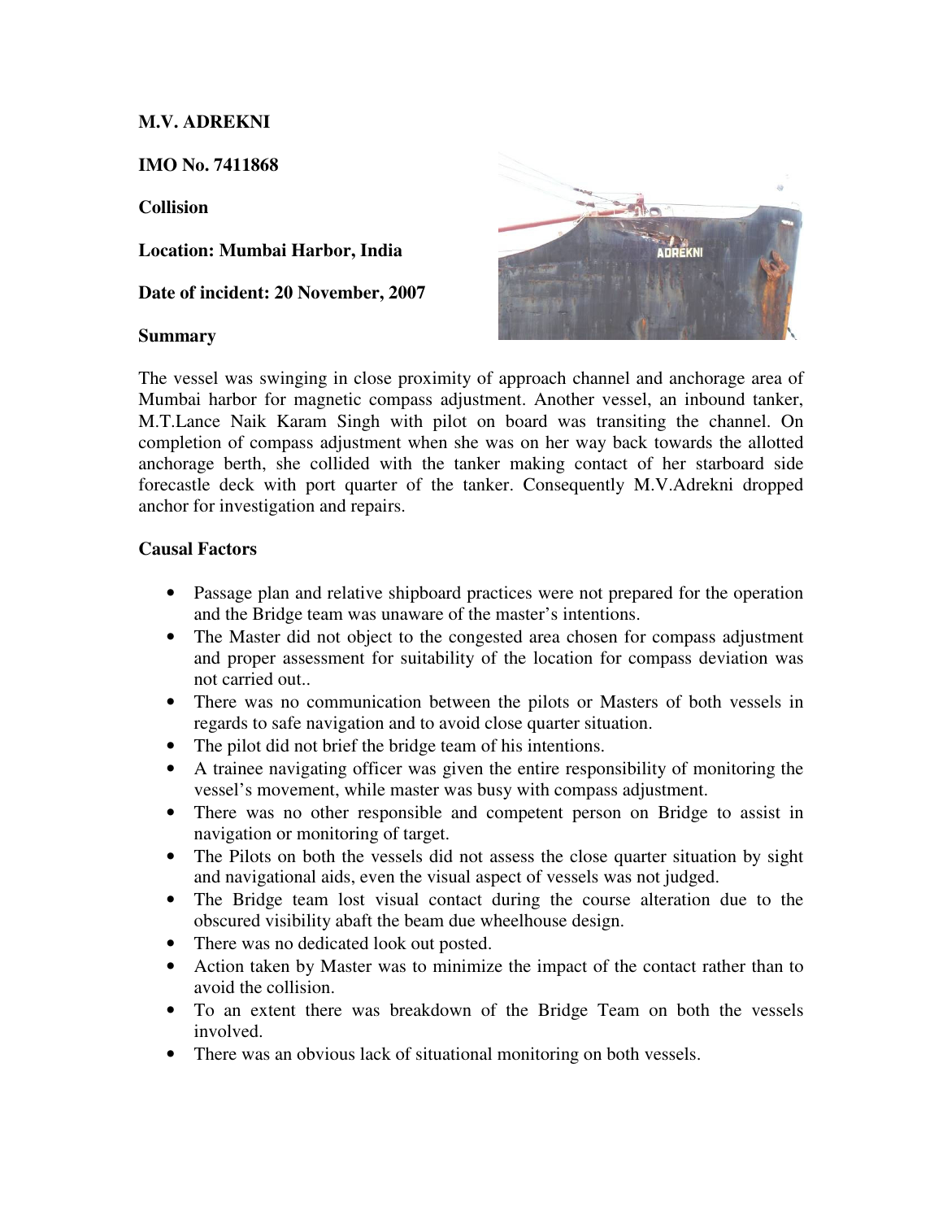**M.V. ADREKNI**

**IMO No. 7411868**

**Collision**

**Location: Mumbai Harbor, India**

**Date of incident: 20 November, 2007**

**Summary**

The vessel was swinging in close proximity of approach channel and anchorage area of Mumbai harbor for magnetic compass adjustment. Another vessel, an inbound tanker, M.T.Lance Naik Karam Singh with pilot on board was transiting the channel. On completion of compass adjustment when she was on her way back towards the allotted anchorage berth, she collided with the tanker making contact of her starboard side forecastle deck with port quarter of the tanker. Consequently M.V.Adrekni dropped anchor for investigation and repairs.

**Causal Factors**

- Passage plan and relative shipboard practices were not prepared for the operation and the Bridge team was unaware of the master's intentions.
- The Master did not object to the congested area chosen for compass adjustment and proper assessment for suitability of the location for compass deviation was not carried out..
- There was no communication between the pilots or Masters of both vessels in regards to safe navigation and to avoid close quarter situation.
- The pilot did not brief the bridge team of his intentions.
- A trainee navigating officer was given the entire responsibility of monitoring the vessel's movement, while master was busy with compass adjustment.
- There was no other responsible and competent person on Bridge to assist in navigation or monitoring of target.
- The Pilots on both the vessels did not assess the close quarter situation by sight and navigational aids, even the visual aspect of vessels was not judged.
- The Bridge team lost visual contact during the course alteration due to the obscured visibility abaft the beam due wheelhouse design.
- There was no dedicated look out posted.
- Action taken by Master was to minimize the impact of the contact rather than to avoid the collision.
- To an extent there was breakdown of the Bridge Team on both the vessels involved.
- There was an obvious lack of situational monitoring on both vessels.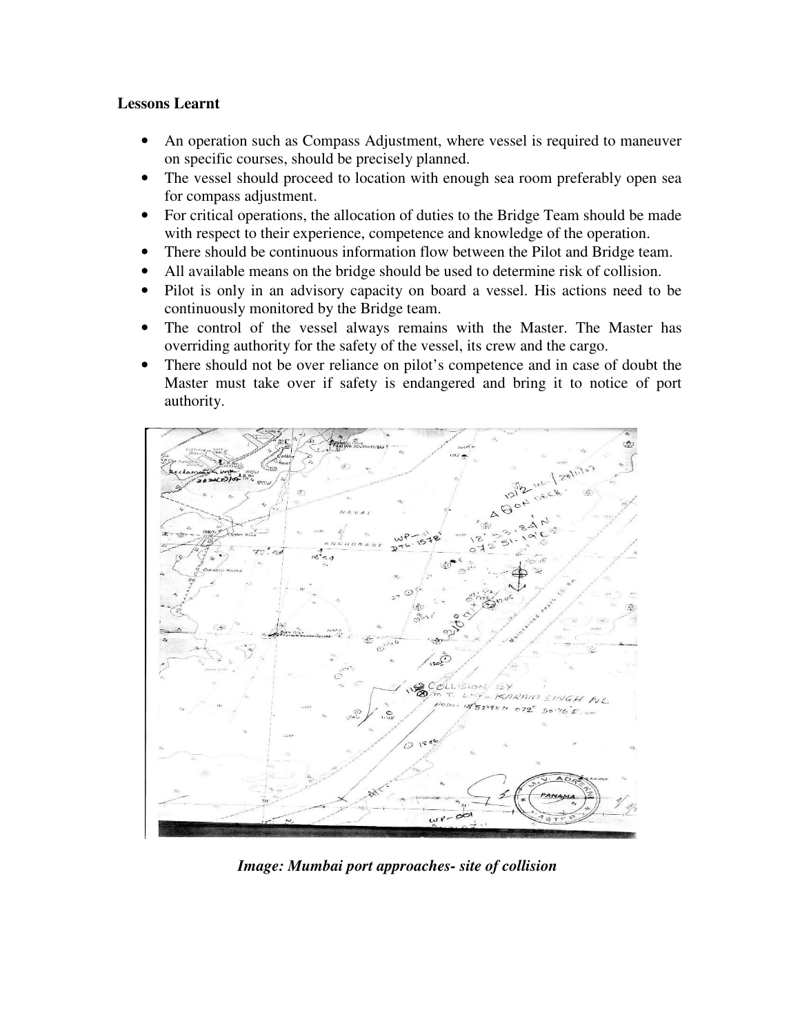**Lessons Learnt**

- An operation such as Compass Adjustment, where vessel is required to maneuver on specific courses, should be precisely planned.
- The vessel should proceed to location with enough sea room preferably open sea for compass adjustment.
- For critical operations, the allocation of duties to the Bridge Team should be made with respect to their experience, competence and knowledge of the operation.
- There should be continuous information flow between the Pilot and Bridge team.
- All available means on the bridge should be used to determine risk of collision.
- Pilot is only in an advisory capacity on board a vessel. His actions need to be continuously monitored by the Bridge team.
- The control of the vessel always remains with the Master. The Master has overriding authority for the safety of the vessel, its crew and the cargo.
- There should not be over reliance on pilot's competence and in case of doubt the Master must take over if safety is endangered and bring it to notice of port authority.

*Image: Mumbai port approaches- site of collision*